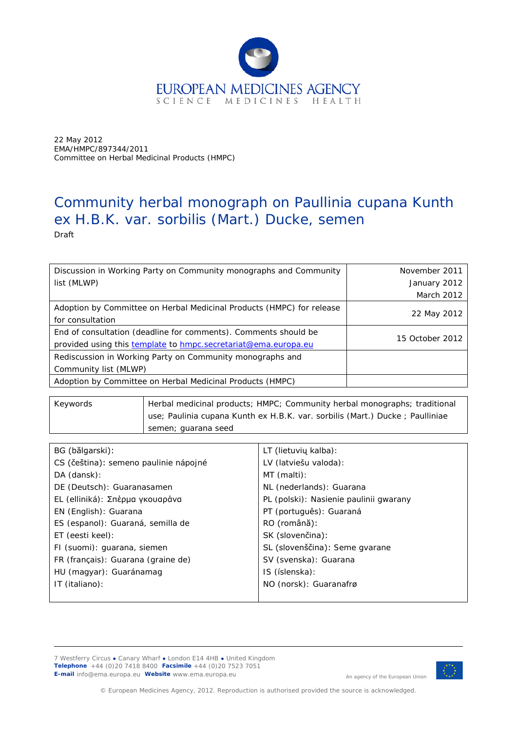EUROPEAN MEDICINES AGENCY

SCIENCE MEDICINES HEALTH

22 May 2012
EMA/HMPC/897344/2011
Committee on Herbal Medicinal Products (HMPC)

# Community herbal monograph on Paullinia cupana Kunth ex H.B.K. var. sorbilis (Mart.) Ducke, semen

Draft

| | |
|---|---|
| Discussion in Working Party on Community monographs and Community list (MLWP) | November 2011<br>January 2012<br>March 2012 |
| Adoption by Committee on Herbal Medicinal Products (HMPC) for release for consultation | 22 May 2012 |
| End of consultation (deadline for comments). Comments should be provided using this template to hmpc.secretariat@ema.europa.eu | 15 October 2012 |
| Rediscussion in Working Party on Community monographs and Community list (MLWP) | |
| Adoption by Committee on Herbal Medicinal Products (HMPC) | |

| | |
|---|---|
| Keywords | Herbal medicinal products; HMPC; Community herbal monographs; traditional use; Paulinia cupana Kunth ex H.B.K. var. sorbilis (Mart.) Ducke ; Paulliniae semen; guarana seed |

| | |
|---|---|
| BG (bǎlgarski): | LT (lietuvių kalba): |
| CS (čeština): semeno paulinie nápojné | LV (latviešu valoda): |
| DA (dansk): | MT (malti): |
| DE (Deutsch): Guaranasamen | NL (nederlands): Guarana |
| EL (elliniká): Σπέρμα γκουαράνα | PL (polski): Nasienie paulinii gwarany |
| EN (English): Guarana | PT (português): Guaraná |
| ES (espanol): Guaraná, semilla de | RO (română): |
| ET (eesti keel): | SK (slovenčina): |
| FI (suomi): guarana, siemen | SL (slovenščina): Seme gvarane |
| FR (français): Guarana (graine de) | SV (svenska): Guarana |
| HU (magyar): Guaránamag | IS (íslenska): |
| IT (italiano): | NO (norsk): Guaranafrø |

7 Westferry Circus ● Canary Wharf ● London E14 4HB ● United Kingdom
**Telephone** +44 (0)20 7418 8400 **Facsimile** +44 (0)20 7523 7051
**E-mail** info@ema.europa.eu **Website** www.ema.europa.eu

An agency of the European Union

© European Medicines Agency, 2012. Reproduction is authorised provided the source is acknowledged.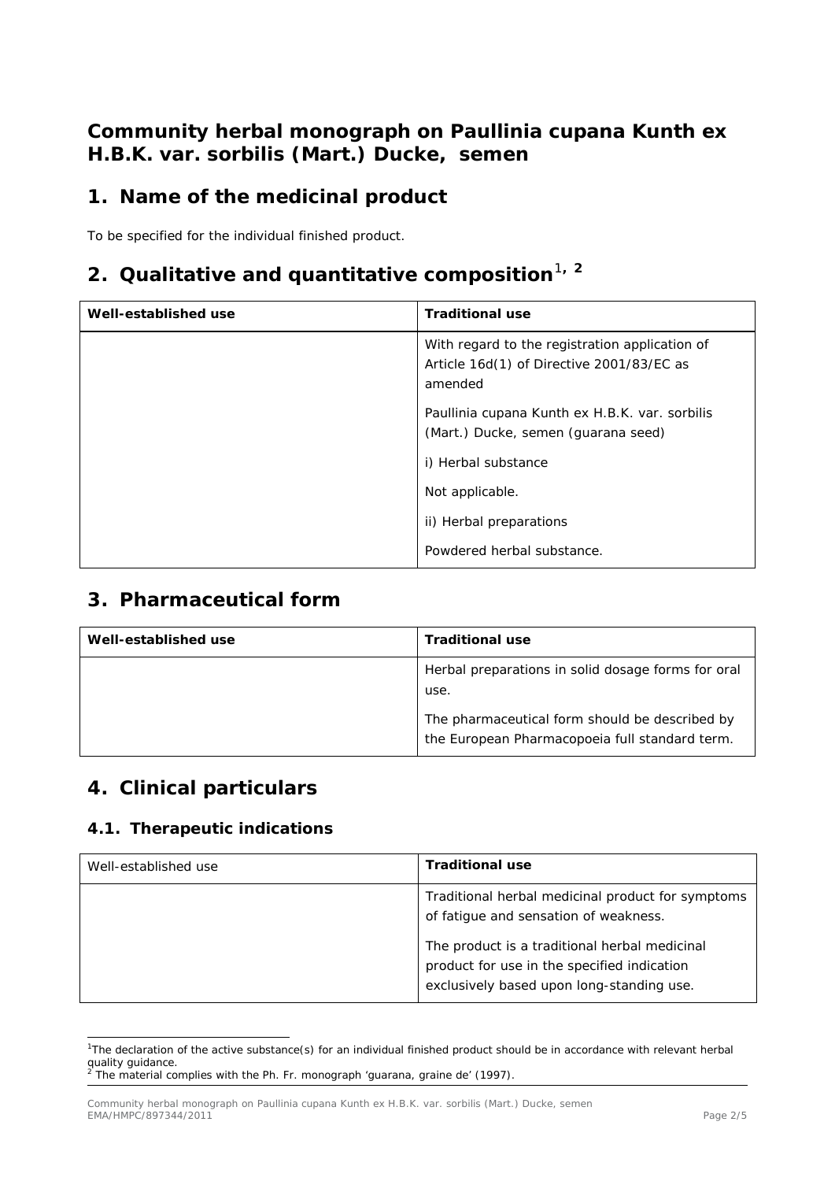# Community herbal monograph on Paullinia cupana Kunth ex H.B.K. var. sorbilis (Mart.) Ducke, semen

## 1. Name of the medicinal product

To be specified for the individual finished product.

## 2. Qualitative and quantitative composition[1, 2]

| Well-established use | Traditional use |
|---|---|
| | With regard to the registration application of Article 16d(1) of Directive 2001/83/EC as amended<br><br>Paullinia cupana Kunth ex H.B.K. var. sorbilis (Mart.) Ducke, semen (guarana seed)<br><br>i) Herbal substance<br><br>Not applicable.<br><br>ii) Herbal preparations<br><br>Powdered herbal substance. |

## 3. Pharmaceutical form

| Well-established use | Traditional use |
|---|---|
| | Herbal preparations in solid dosage forms for oral use.<br><br>The pharmaceutical form should be described by the European Pharmacopoeia full standard term. |

## 4. Clinical particulars

### 4.1. Therapeutic indications

| Well-established use | Traditional use |
|---|---|
| | Traditional herbal medicinal product for symptoms of fatigue and sensation of weakness.<br><br>The product is a traditional herbal medicinal product for use in the specified indication exclusively based upon long-standing use. |

[1] The declaration of the active substance(s) for an individual finished product should be in accordance with relevant herbal quality guidance.

[2] The material complies with the Ph. Fr. monograph 'guarana, graine de' (1997).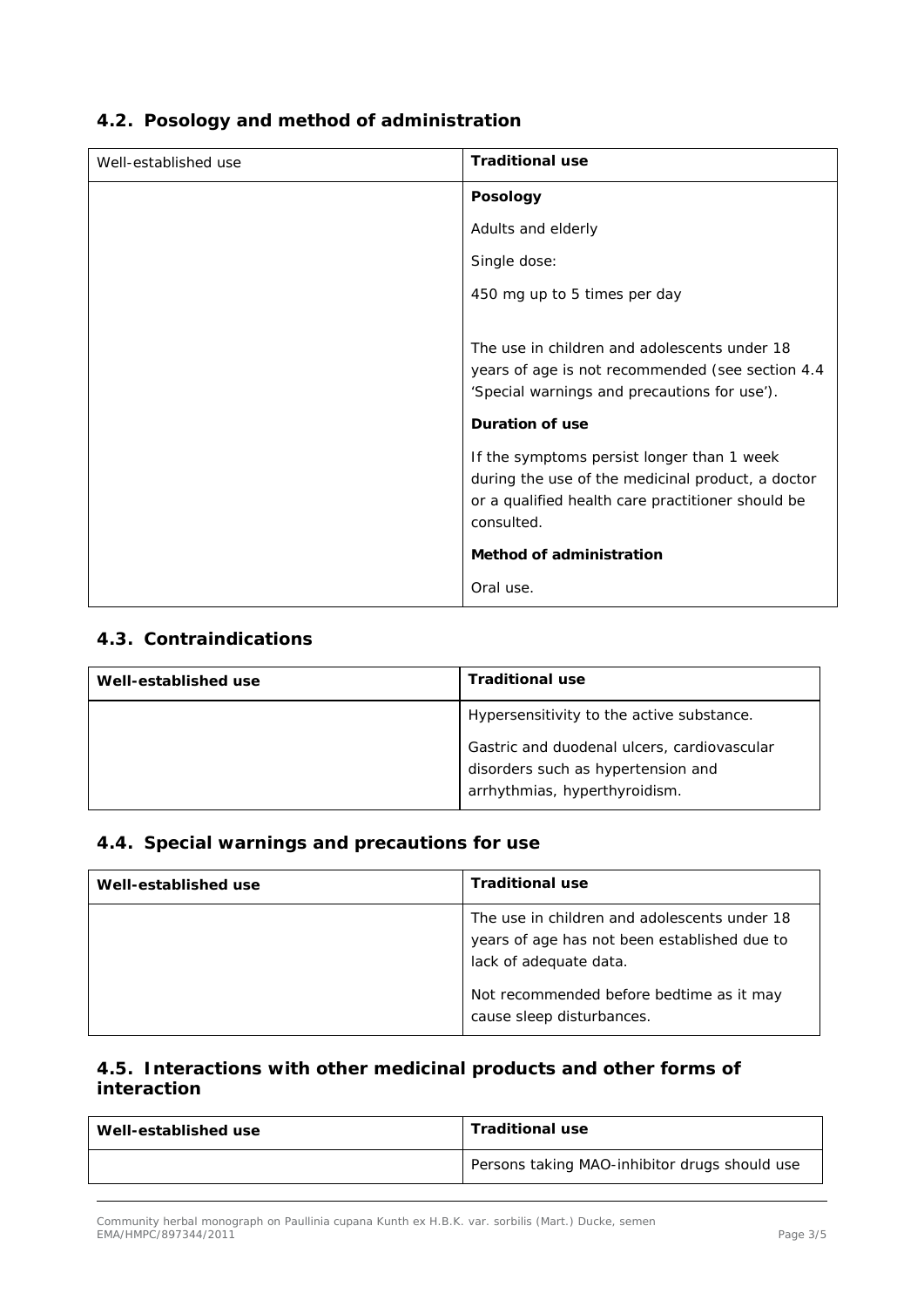## 4.2. Posology and method of administration

| Well-established use | **Traditional use** |
|---|---|
| | **Posology**<br><br>Adults and elderly<br><br>Single dose:<br><br>450 mg up to 5 times per day<br><br>The use in children and adolescents under 18 years of age is not recommended (see section 4.4 'Special warnings and precautions for use').<br><br>**Duration of use**<br><br>If the symptoms persist longer than 1 week during the use of the medicinal product, a doctor or a qualified health care practitioner should be consulted.<br><br>**Method of administration**<br><br>Oral use. |

## 4.3. Contraindications

| **Well-established use** | **Traditional use** |
|---|---|
| | Hypersensitivity to the active substance.<br><br>Gastric and duodenal ulcers, cardiovascular disorders such as hypertension and arrhythmias, hyperthyroidism. |

## 4.4. Special warnings and precautions for use

| **Well-established use** | **Traditional use** |
|---|---|
| | The use in children and adolescents under 18 years of age has not been established due to lack of adequate data.<br><br>Not recommended before bedtime as it may cause sleep disturbances. |

## 4.5. Interactions with other medicinal products and other forms of interaction

| **Well-established use** | **Traditional use** |
|---|---|
| | Persons taking MAO-inhibitor drugs should use |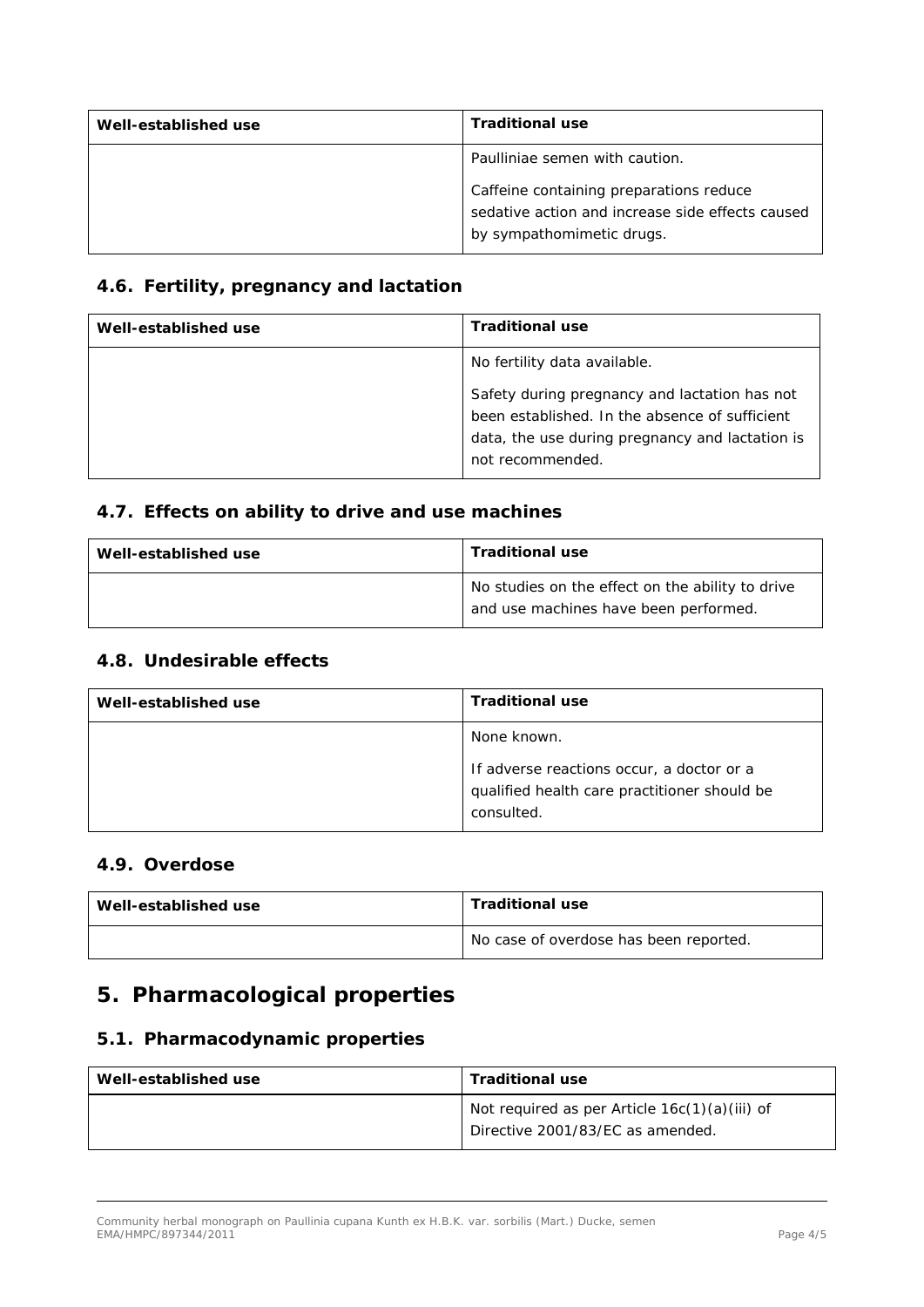| Well-established use | Traditional use |
|---|---|
| | Paulliniae semen with caution.<br><br>Caffeine containing preparations reduce sedative action and increase side effects caused by sympathomimetic drugs. |

### 4.6. Fertility, pregnancy and lactation

| Well-established use | Traditional use |
|---|---|
| | No fertility data available.<br><br>Safety during pregnancy and lactation has not been established. In the absence of sufficient data, the use during pregnancy and lactation is not recommended. |

### 4.7. Effects on ability to drive and use machines

| Well-established use | Traditional use |
|---|---|
| | No studies on the effect on the ability to drive and use machines have been performed. |

### 4.8. Undesirable effects

| Well-established use | Traditional use |
|---|---|
| | None known.<br><br>If adverse reactions occur, a doctor or a qualified health care practitioner should be consulted. |

### 4.9. Overdose

| Well-established use | Traditional use |
|---|---|
| | No case of overdose has been reported. |

## 5. Pharmacological properties

### 5.1. Pharmacodynamic properties

| Well-established use | Traditional use |
|---|---|
| | Not required as per Article 16c(1)(a)(iii) of Directive 2001/83/EC as amended. |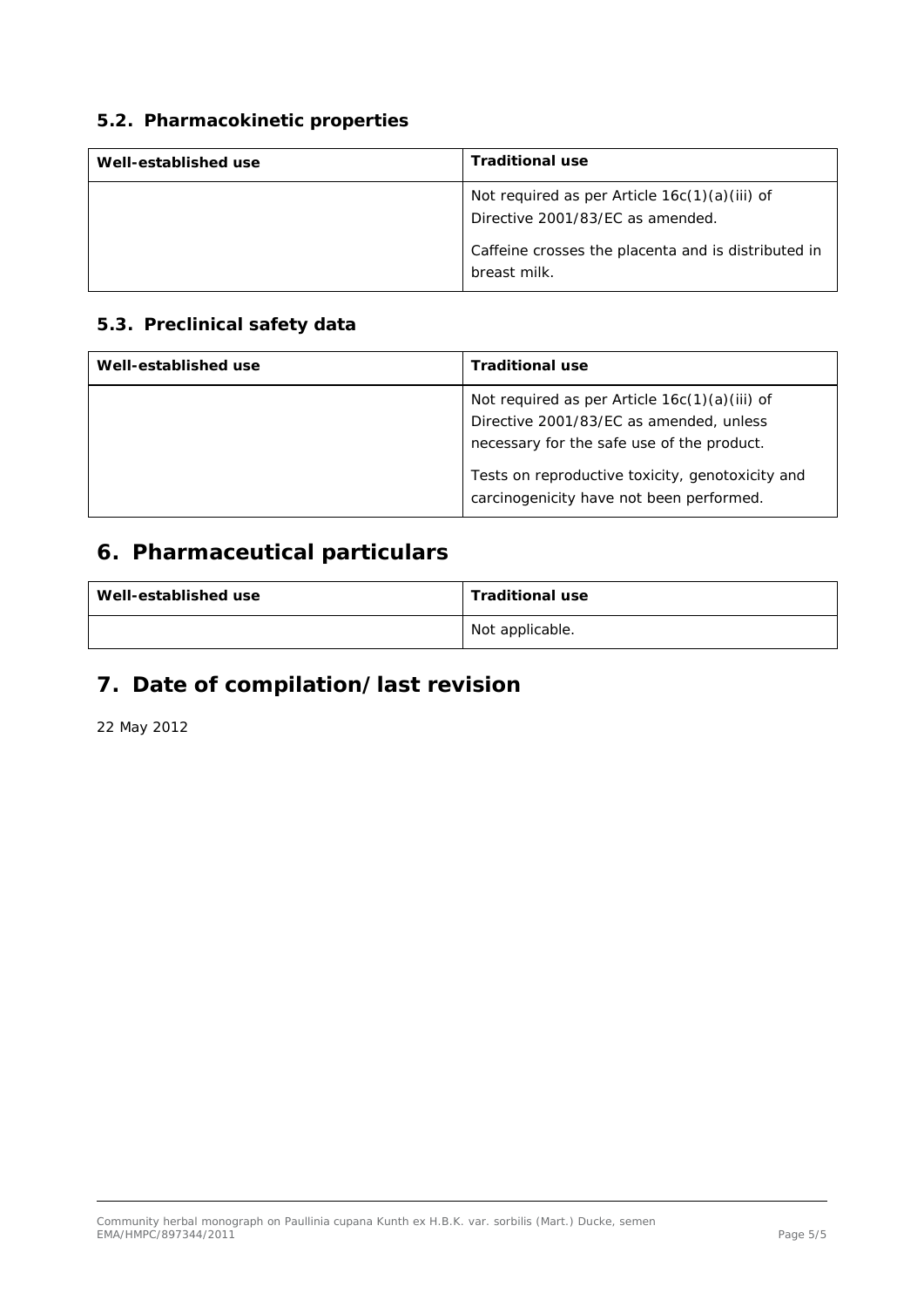### 5.2. Pharmacokinetic properties

| Well-established use | Traditional use |
|---|---|
| | Not required as per Article 16c(1)(a)(iii) of Directive 2001/83/EC as amended.<br><br>Caffeine crosses the placenta and is distributed in breast milk. |

### 5.3. Preclinical safety data

| Well-established use | Traditional use |
|---|---|
| | Not required as per Article 16c(1)(a)(iii) of Directive 2001/83/EC as amended, unless necessary for the safe use of the product.<br><br>Tests on reproductive toxicity, genotoxicity and carcinogenicity have not been performed. |

## 6. Pharmaceutical particulars

| Well-established use | Traditional use |
|---|---|
| | Not applicable. |

## 7. Date of compilation/last revision

22 May 2012